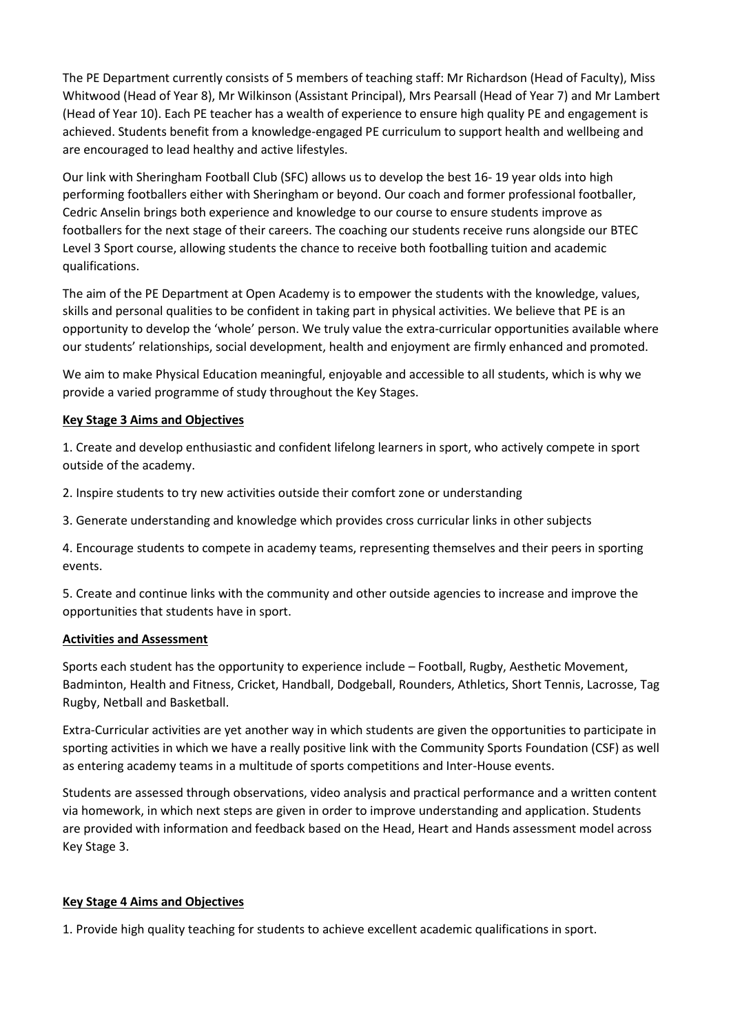The PE Department currently consists of 5 members of teaching staff: Mr Richardson (Head of Faculty), Miss Whitwood (Head of Year 8), Mr Wilkinson (Assistant Principal), Mrs Pearsall (Head of Year 7) and Mr Lambert (Head of Year 10). Each PE teacher has a wealth of experience to ensure high quality PE and engagement is achieved. Students benefit from a knowledge-engaged PE curriculum to support health and wellbeing and are encouraged to lead healthy and active lifestyles.

Our link with Sheringham Football Club (SFC) allows us to develop the best 16- 19 year olds into high performing footballers either with Sheringham or beyond. Our coach and former professional footballer, Cedric Anselin brings both experience and knowledge to our course to ensure students improve as footballers for the next stage of their careers. The coaching our students receive runs alongside our BTEC Level 3 Sport course, allowing students the chance to receive both footballing tuition and academic qualifications.

The aim of the PE Department at Open Academy is to empower the students with the knowledge, values, skills and personal qualities to be confident in taking part in physical activities. We believe that PE is an opportunity to develop the 'whole' person. We truly value the extra-curricular opportunities available where our students' relationships, social development, health and enjoyment are firmly enhanced and promoted.

We aim to make Physical Education meaningful, enjoyable and accessible to all students, which is why we provide a varied programme of study throughout the Key Stages.

**Key Stage 3 Aims and Objectives**

1. Create and develop enthusiastic and confident lifelong learners in sport, who actively compete in sport outside of the academy.

2. Inspire students to try new activities outside their comfort zone or understanding

3. Generate understanding and knowledge which provides cross curricular links in other subjects

4. Encourage students to compete in academy teams, representing themselves and their peers in sporting events.

5. Create and continue links with the community and other outside agencies to increase and improve the opportunities that students have in sport.

**Activities and Assessment**

Sports each student has the opportunity to experience include – Football, Rugby, Aesthetic Movement, Badminton, Health and Fitness, Cricket, Handball, Dodgeball, Rounders, Athletics, Short Tennis, Lacrosse, Tag Rugby, Netball and Basketball.

Extra-Curricular activities are yet another way in which students are given the opportunities to participate in sporting activities in which we have a really positive link with the Community Sports Foundation (CSF) as well as entering academy teams in a multitude of sports competitions and Inter-House events.

Students are assessed through observations, video analysis and practical performance and a written content via homework, in which next steps are given in order to improve understanding and application. Students are provided with information and feedback based on the Head, Heart and Hands assessment model across Key Stage 3.

**Key Stage 4 Aims and Objectives**

1. Provide high quality teaching for students to achieve excellent academic qualifications in sport.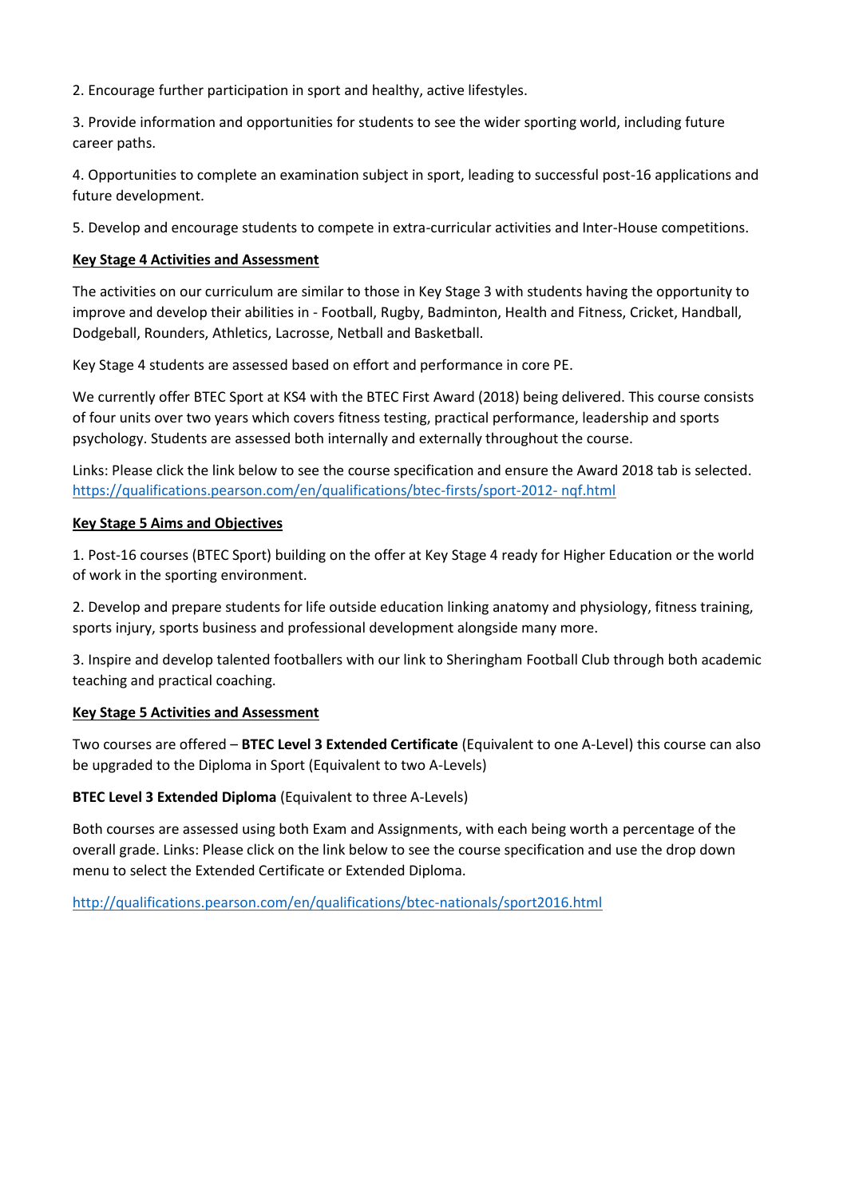2. Encourage further participation in sport and healthy, active lifestyles.

3. Provide information and opportunities for students to see the wider sporting world, including future career paths.

4. Opportunities to complete an examination subject in sport, leading to successful post-16 applications and future development.

5. Develop and encourage students to compete in extra-curricular activities and Inter-House competitions.

**Key Stage 4 Activities and Assessment**

The activities on our curriculum are similar to those in Key Stage 3 with students having the opportunity to improve and develop their abilities in - Football, Rugby, Badminton, Health and Fitness, Cricket, Handball, Dodgeball, Rounders, Athletics, Lacrosse, Netball and Basketball.

Key Stage 4 students are assessed based on effort and performance in core PE.

We currently offer BTEC Sport at KS4 with the BTEC First Award (2018) being delivered. This course consists of four units over two years which covers fitness testing, practical performance, leadership and sports psychology. Students are assessed both internally and externally throughout the course.

Links: Please click the link below to see the course specification and ensure the Award 2018 tab is selected. https://qualifications.pearson.com/en/qualifications/btec-firsts/sport-2012- nqf.html

**Key Stage 5 Aims and Objectives**

1. Post-16 courses (BTEC Sport) building on the offer at Key Stage 4 ready for Higher Education or the world of work in the sporting environment.

2. Develop and prepare students for life outside education linking anatomy and physiology, fitness training, sports injury, sports business and professional development alongside many more.

3. Inspire and develop talented footballers with our link to Sheringham Football Club through both academic teaching and practical coaching.

**Key Stage 5 Activities and Assessment**

Two courses are offered – **BTEC Level 3 Extended Certificate** (Equivalent to one A-Level) this course can also be upgraded to the Diploma in Sport (Equivalent to two A-Levels)

**BTEC Level 3 Extended Diploma** (Equivalent to three A-Levels)

Both courses are assessed using both Exam and Assignments, with each being worth a percentage of the overall grade. Links: Please click on the link below to see the course specification and use the drop down menu to select the Extended Certificate or Extended Diploma.

http://qualifications.pearson.com/en/qualifications/btec-nationals/sport2016.html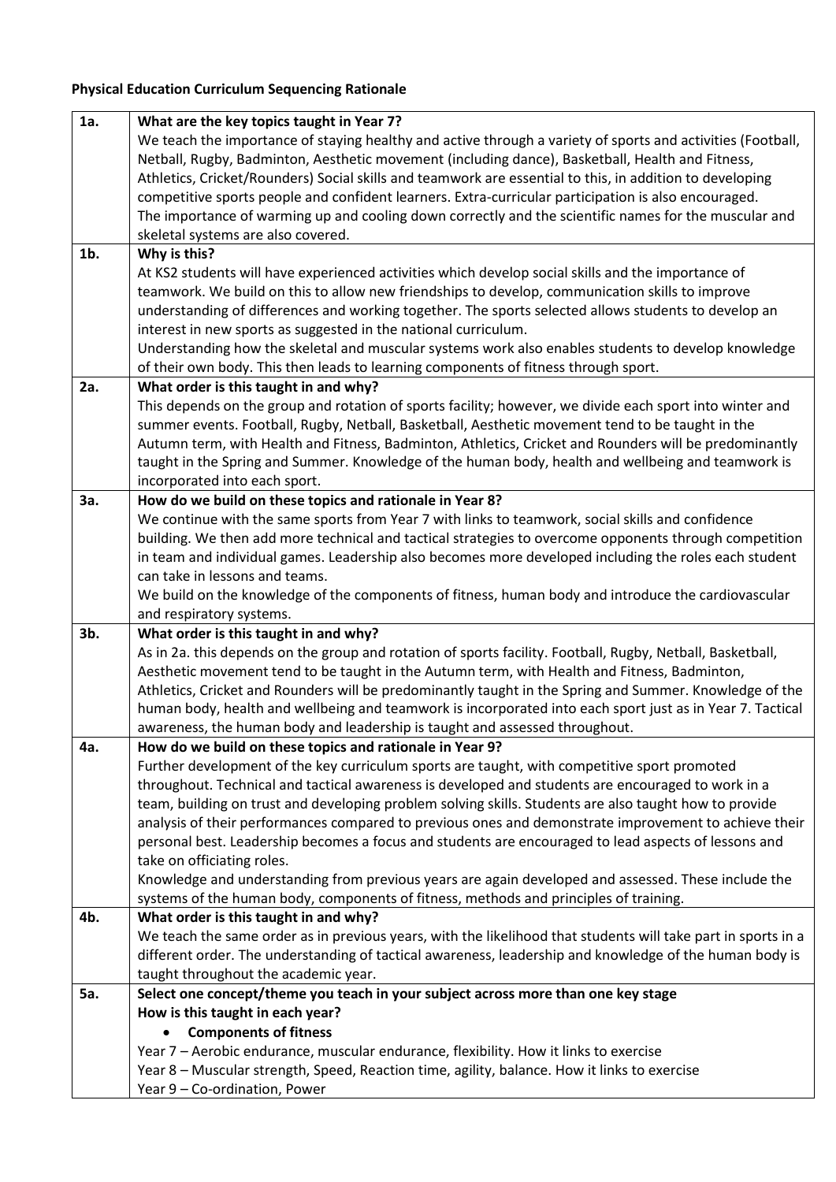**Physical Education Curriculum Sequencing Rationale**

| | |
|---|---|
| **1a.** | **What are the key topics taught in Year 7?**<br>We teach the importance of staying healthy and active through a variety of sports and activities (Football, Netball, Rugby, Badminton, Aesthetic movement (including dance), Basketball, Health and Fitness, Athletics, Cricket/Rounders) Social skills and teamwork are essential to this, in addition to developing competitive sports people and confident learners. Extra-curricular participation is also encouraged.<br>The importance of warming up and cooling down correctly and the scientific names for the muscular and skeletal systems are also covered. |
| **1b.** | **Why is this?**<br>At KS2 students will have experienced activities which develop social skills and the importance of teamwork. We build on this to allow new friendships to develop, communication skills to improve understanding of differences and working together. The sports selected allows students to develop an interest in new sports as suggested in the national curriculum.<br>Understanding how the skeletal and muscular systems work also enables students to develop knowledge of their own body. This then leads to learning components of fitness through sport. |
| **2a.** | **What order is this taught in and why?**<br>This depends on the group and rotation of sports facility; however, we divide each sport into winter and summer events. Football, Rugby, Netball, Basketball, Aesthetic movement tend to be taught in the Autumn term, with Health and Fitness, Badminton, Athletics, Cricket and Rounders will be predominantly taught in the Spring and Summer. Knowledge of the human body, health and wellbeing and teamwork is incorporated into each sport. |
| **3a.** | **How do we build on these topics and rationale in Year 8?**<br>We continue with the same sports from Year 7 with links to teamwork, social skills and confidence building. We then add more technical and tactical strategies to overcome opponents through competition in team and individual games. Leadership also becomes more developed including the roles each student can take in lessons and teams.<br>We build on the knowledge of the components of fitness, human body and introduce the cardiovascular and respiratory systems. |
| **3b.** | **What order is this taught in and why?**<br>As in 2a. this depends on the group and rotation of sports facility. Football, Rugby, Netball, Basketball, Aesthetic movement tend to be taught in the Autumn term, with Health and Fitness, Badminton, Athletics, Cricket and Rounders will be predominantly taught in the Spring and Summer. Knowledge of the human body, health and wellbeing and teamwork is incorporated into each sport just as in Year 7. Tactical awareness, the human body and leadership is taught and assessed throughout. |
| **4a.** | **How do we build on these topics and rationale in Year 9?**<br>Further development of the key curriculum sports are taught, with competitive sport promoted throughout. Technical and tactical awareness is developed and students are encouraged to work in a team, building on trust and developing problem solving skills. Students are also taught how to provide analysis of their performances compared to previous ones and demonstrate improvement to achieve their personal best. Leadership becomes a focus and students are encouraged to lead aspects of lessons and take on officiating roles.<br>Knowledge and understanding from previous years are again developed and assessed. These include the systems of the human body, components of fitness, methods and principles of training. |
| **4b.** | **What order is this taught in and why?**<br>We teach the same order as in previous years, with the likelihood that students will take part in sports in a different order. The understanding of tactical awareness, leadership and knowledge of the human body is taught throughout the academic year. |
| **5a.** | **Select one concept/theme you teach in your subject across more than one key stage**<br>**How is this taught in each year?**<br>• **Components of fitness**<br>Year 7 – Aerobic endurance, muscular endurance, flexibility. How it links to exercise<br>Year 8 – Muscular strength, Speed, Reaction time, agility, balance. How it links to exercise<br>Year 9 – Co-ordination, Power |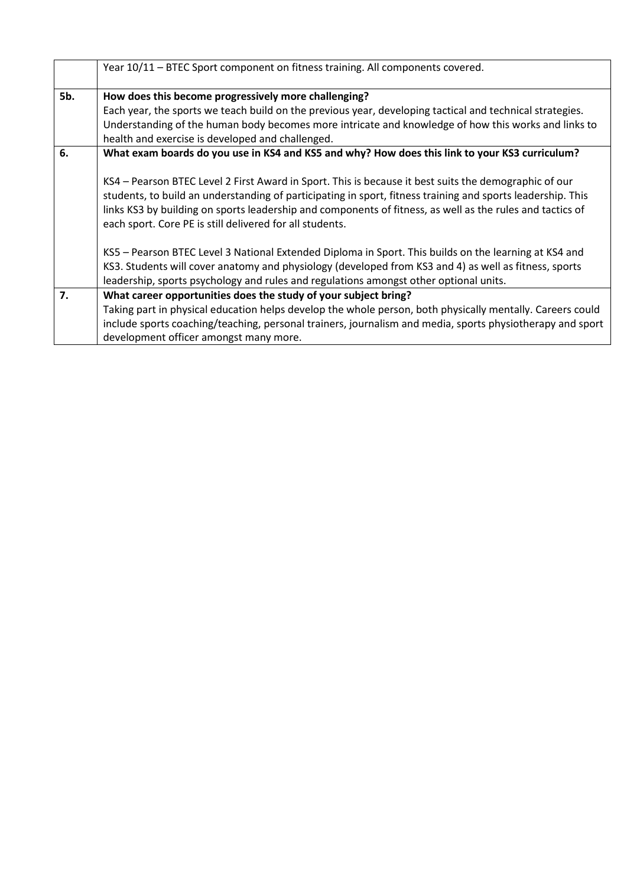| | |
|---|---|
| | Year 10/11 – BTEC Sport component on fitness training. All components covered. |
| **5b.** | **How does this become progressively more challenging?**<br>Each year, the sports we teach build on the previous year, developing tactical and technical strategies. Understanding of the human body becomes more intricate and knowledge of how this works and links to health and exercise is developed and challenged. |
| **6.** | **What exam boards do you use in KS4 and KS5 and why? How does this link to your KS3 curriculum?**<br><br>KS4 – Pearson BTEC Level 2 First Award in Sport. This is because it best suits the demographic of our students, to build an understanding of participating in sport, fitness training and sports leadership. This links KS3 by building on sports leadership and components of fitness, as well as the rules and tactics of each sport. Core PE is still delivered for all students.<br><br>KS5 – Pearson BTEC Level 3 National Extended Diploma in Sport. This builds on the learning at KS4 and KS3. Students will cover anatomy and physiology (developed from KS3 and 4) as well as fitness, sports leadership, sports psychology and rules and regulations amongst other optional units. |
| **7.** | **What career opportunities does the study of your subject bring?**<br>Taking part in physical education helps develop the whole person, both physically mentally. Careers could include sports coaching/teaching, personal trainers, journalism and media, sports physiotherapy and sport development officer amongst many more. |